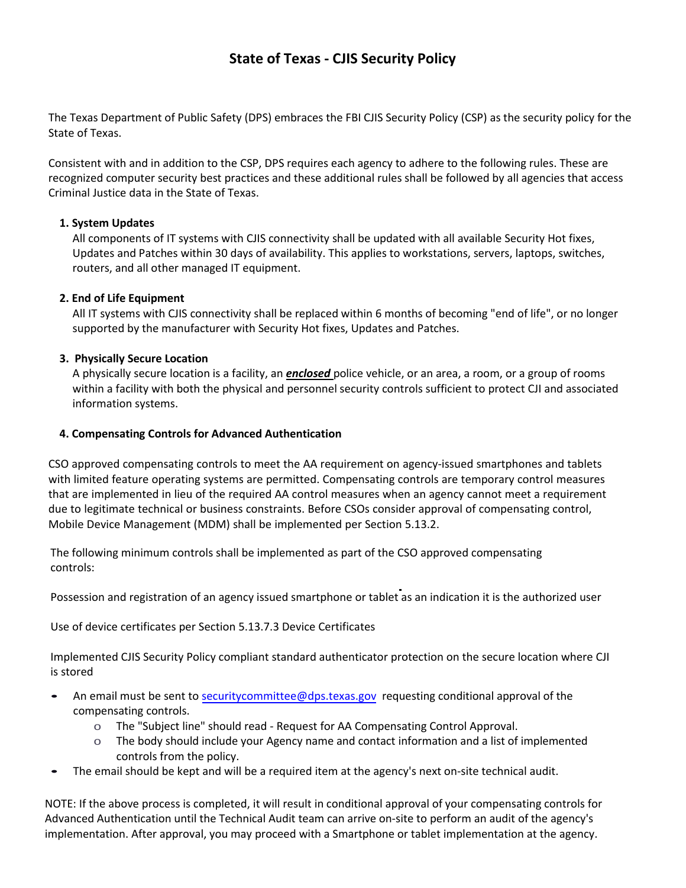# State of Texas - CJIS Security Policy

The Texas Department of Public Safety (DPS) embraces the FBI CJIS Security Policy (CSP) as the security policy for the State of Texas.

Consistent with and in addition to the CSP, DPS requires each agency to adhere to the following rules. These are recognized computer security best practices and these additional rules shall be followed by all agencies that access Criminal Justice data in the State of Texas.

1. **System Updates**
   All components of IT systems with CJIS connectivity shall be updated with all available Security Hot fixes, Updates and Patches within 30 days of availability. This applies to workstations, servers, laptops, switches, routers, and all other managed IT equipment.

2. **End of Life Equipment**
   All IT systems with CJIS connectivity shall be replaced within 6 months of becoming "end of life", or no longer supported by the manufacturer with Security Hot fixes, Updates and Patches.

3. **Physically Secure Location**
   A physically secure location is a facility, an ***enclosed*** police vehicle, or an area, a room, or a group of rooms within a facility with both the physical and personnel security controls sufficient to protect CJI and associated information systems.

4. **Compensating Controls for Advanced Authentication**

CSO approved compensating controls to meet the AA requirement on agency-issued smartphones and tablets with limited feature operating systems are permitted. Compensating controls are temporary control measures that are implemented in lieu of the required AA control measures when an agency cannot meet a requirement due to legitimate technical or business constraints. Before CSOs consider approval of compensating control, Mobile Device Management (MDM) shall be implemented per Section 5.13.2.

The following minimum controls shall be implemented as part of the CSO approved compensating controls:

Possession and registration of an agency issued smartphone or tablet as an indication it is the authorized user

Use of device certificates per Section 5.13.7.3 Device Certificates

Implemented CJIS Security Policy compliant standard authenticator protection on the secure location where CJI is stored

- An email must be sent to securitycommittee@dps.texas.gov requesting conditional approval of the compensating controls.
  - The "Subject line" should read - Request for AA Compensating Control Approval.
  - The body should include your Agency name and contact information and a list of implemented controls from the policy.
- The email should be kept and will be a required item at the agency's next on-site technical audit.

NOTE: If the above process is completed, it will result in conditional approval of your compensating controls for Advanced Authentication until the Technical Audit team can arrive on-site to perform an audit of the agency's implementation. After approval, you may proceed with a Smartphone or tablet implementation at the agency.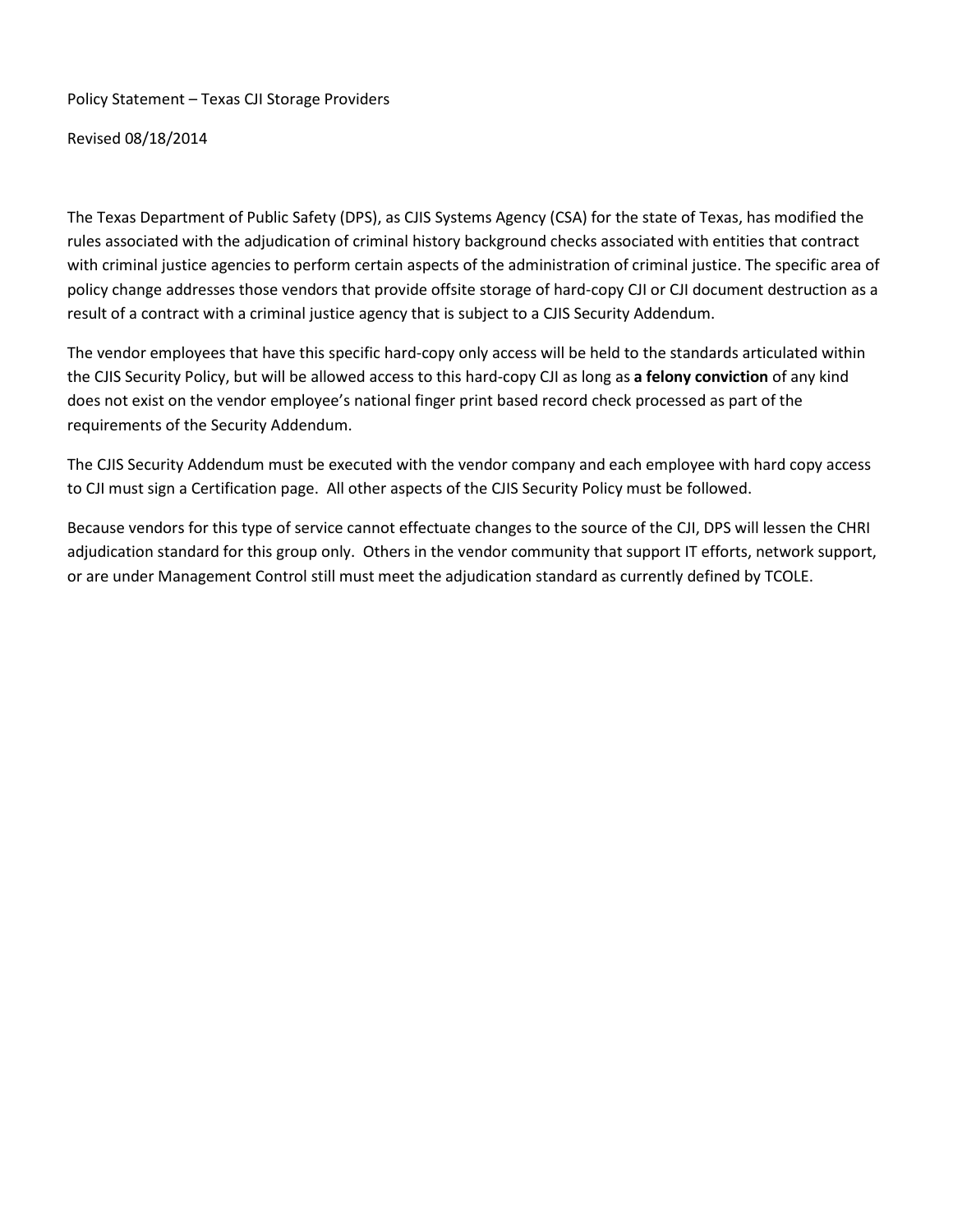Policy Statement – Texas CJI Storage Providers

Revised 08/18/2014

The Texas Department of Public Safety (DPS), as CJIS Systems Agency (CSA) for the state of Texas, has modified the rules associated with the adjudication of criminal history background checks associated with entities that contract with criminal justice agencies to perform certain aspects of the administration of criminal justice. The specific area of policy change addresses those vendors that provide offsite storage of hard-copy CJI or CJI document destruction as a result of a contract with a criminal justice agency that is subject to a CJIS Security Addendum.

The vendor employees that have this specific hard-copy only access will be held to the standards articulated within the CJIS Security Policy, but will be allowed access to this hard-copy CJI as long as **a felony conviction** of any kind does not exist on the vendor employee's national finger print based record check processed as part of the requirements of the Security Addendum.

The CJIS Security Addendum must be executed with the vendor company and each employee with hard copy access to CJI must sign a Certification page. All other aspects of the CJIS Security Policy must be followed.

Because vendors for this type of service cannot effectuate changes to the source of the CJI, DPS will lessen the CHRI adjudication standard for this group only. Others in the vendor community that support IT efforts, network support, or are under Management Control still must meet the adjudication standard as currently defined by TCOLE.